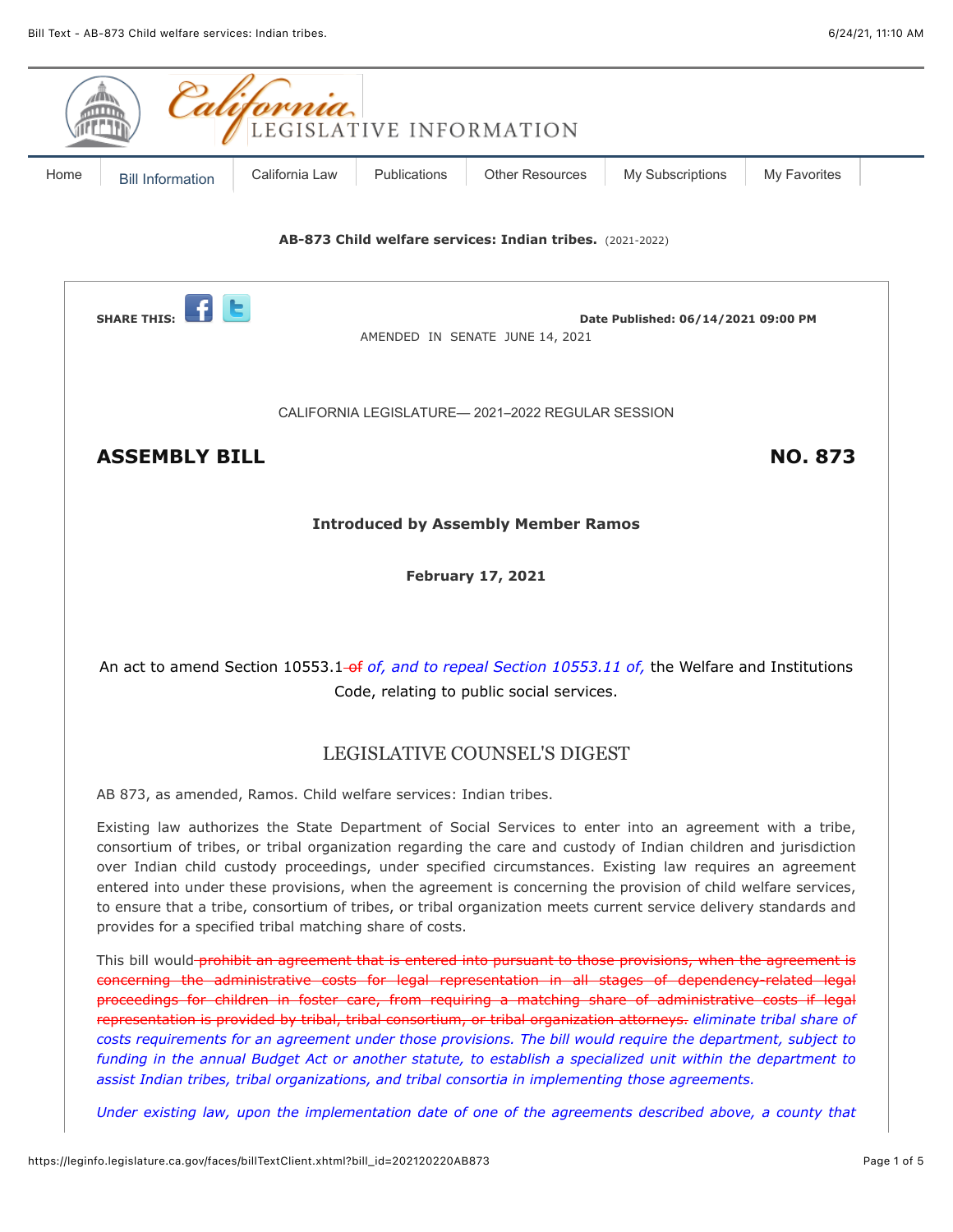**AB-873 Child welfare services: Indian tribes.** (2021-2022)

SHARE THIS:

**Date Published: 06/14/2021 09:00 PM**

AMENDED IN SENATE JUNE 14, 2021

CALIFORNIA LEGISLATURE— 2021–2022 REGULAR SESSION

## ASSEMBLY BILL NO. 873

**Introduced by Assembly Member Ramos**

**February 17, 2021**

An act to amend Section 10553.1 ~~of~~ *of, and to repeal Section 10553.11 of,* the Welfare and Institutions Code, relating to public social services.

## LEGISLATIVE COUNSEL'S DIGEST

AB 873, as amended, Ramos. Child welfare services: Indian tribes.

Existing law authorizes the State Department of Social Services to enter into an agreement with a tribe, consortium of tribes, or tribal organization regarding the care and custody of Indian children and jurisdiction over Indian child custody proceedings, under specified circumstances. Existing law requires an agreement entered into under these provisions, when the agreement is concerning the provision of child welfare services, to ensure that a tribe, consortium of tribes, or tribal organization meets current service delivery standards and provides for a specified tribal matching share of costs.

This bill would ~~prohibit an agreement that is entered into pursuant to those provisions, when the agreement is concerning the administrative costs for legal representation in all stages of dependency-related legal proceedings for children in foster care, from requiring a matching share of administrative costs if legal representation is provided by tribal, tribal consortium, or tribal organization attorneys.~~ *eliminate tribal share of costs requirements for an agreement under those provisions. The bill would require the department, subject to funding in the annual Budget Act or another statute, to establish a specialized unit within the department to assist Indian tribes, tribal organizations, and tribal consortia in implementing those agreements.*

*Under existing law, upon the implementation date of one of the agreements described above, a county that*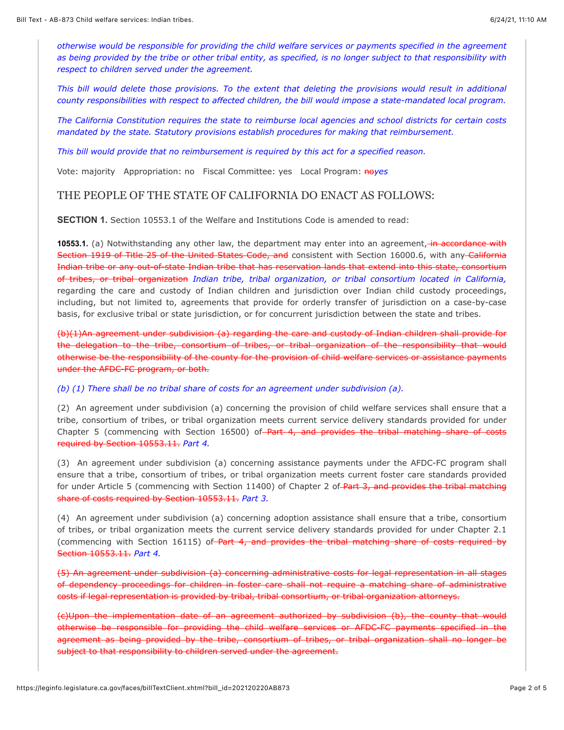*otherwise would be responsible for providing the child welfare services or payments specified in the agreement as being provided by the tribe or other tribal entity, as specified, is no longer subject to that responsibility with respect to children served under the agreement.*

*This bill would delete those provisions. To the extent that deleting the provisions would result in additional county responsibilities with respect to affected children, the bill would impose a state-mandated local program.*

*The California Constitution requires the state to reimburse local agencies and school districts for certain costs mandated by the state. Statutory provisions establish procedures for making that reimbursement.*

*This bill would provide that no reimbursement is required by this act for a specified reason.*

Vote: majority   Appropriation: no   Fiscal Committee: yes   Local Program: ~~no~~*yes*

## THE PEOPLE OF THE STATE OF CALIFORNIA DO ENACT AS FOLLOWS:

**SECTION 1.** Section 10553.1 of the Welfare and Institutions Code is amended to read:

**10553.1.** (a) Notwithstanding any other law, the department may enter into an agreement, ~~in accordance with Section 1919 of Title 25 of the United States Code, and~~ consistent with Section 16000.6, with any ~~California Indian tribe or any out-of-state Indian tribe that has reservation lands that extend into this state, consortium of tribes, or tribal organization~~ *Indian tribe, tribal organization, or tribal consortium located in California,* regarding the care and custody of Indian children and jurisdiction over Indian child custody proceedings, including, but not limited to, agreements that provide for orderly transfer of jurisdiction on a case-by-case basis, for exclusive tribal or state jurisdiction, or for concurrent jurisdiction between the state and tribes.

~~(b)(1)An agreement under subdivision (a) regarding the care and custody of Indian children shall provide for the delegation to the tribe, consortium of tribes, or tribal organization of the responsibility that would otherwise be the responsibility of the county for the provision of child welfare services or assistance payments under the AFDC-FC program, or both.~~

*(b) (1) There shall be no tribal share of costs for an agreement under subdivision (a).*

(2) An agreement under subdivision (a) concerning the provision of child welfare services shall ensure that a tribe, consortium of tribes, or tribal organization meets current service delivery standards provided for under Chapter 5 (commencing with Section 16500) of ~~Part 4, and provides the tribal matching share of costs required by Section 10553.11.~~ *Part 4.*

(3) An agreement under subdivision (a) concerning assistance payments under the AFDC-FC program shall ensure that a tribe, consortium of tribes, or tribal organization meets current foster care standards provided for under Article 5 (commencing with Section 11400) of Chapter 2 of ~~Part 3, and provides the tribal matching share of costs required by Section 10553.11.~~ *Part 3.*

(4) An agreement under subdivision (a) concerning adoption assistance shall ensure that a tribe, consortium of tribes, or tribal organization meets the current service delivery standards provided for under Chapter 2.1 (commencing with Section 16115) of ~~Part 4, and provides the tribal matching share of costs required by Section 10553.11.~~ *Part 4.*

~~(5) An agreement under subdivision (a) concerning administrative costs for legal representation in all stages of dependency proceedings for children in foster care shall not require a matching share of administrative costs if legal representation is provided by tribal, tribal consortium, or tribal organization attorneys.~~

~~(c)Upon the implementation date of an agreement authorized by subdivision (b), the county that would otherwise be responsible for providing the child welfare services or AFDC-FC payments specified in the agreement as being provided by the tribe, consortium of tribes, or tribal organization shall no longer be subject to that responsibility to children served under the agreement.~~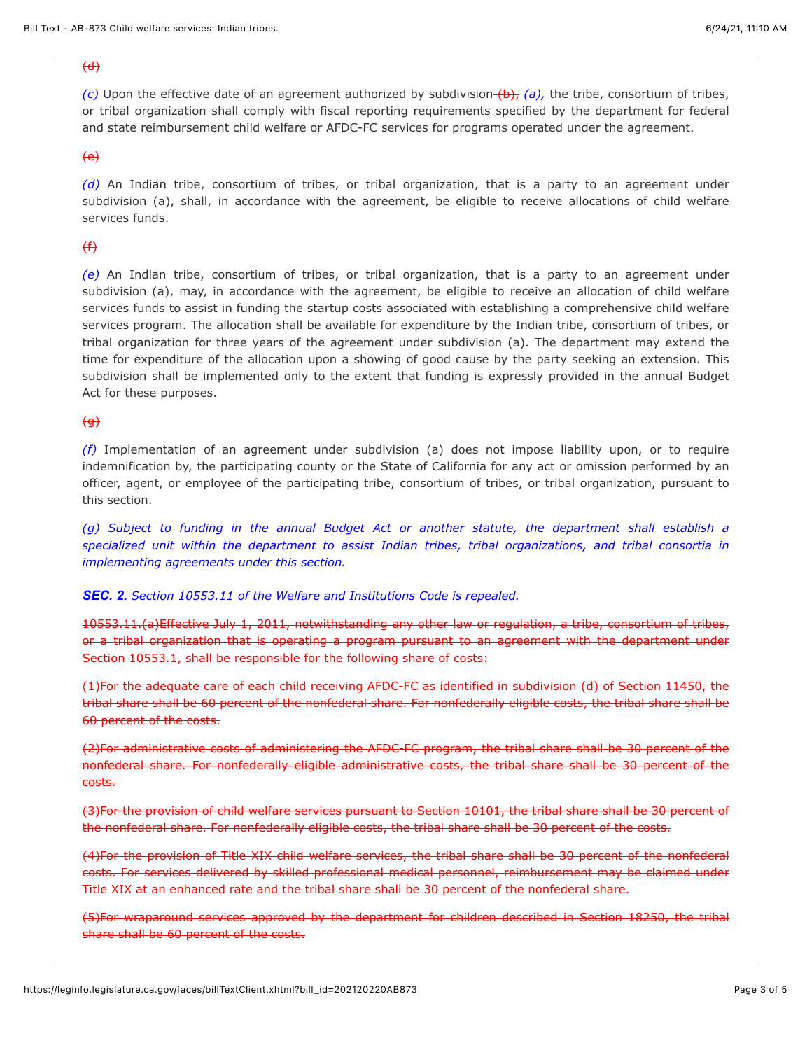~~(d)~~

*(c)* Upon the effective date of an agreement authorized by subdivision ~~(b),~~ *(a),* the tribe, consortium of tribes, or tribal organization shall comply with fiscal reporting requirements specified by the department for federal and state reimbursement child welfare or AFDC-FC services for programs operated under the agreement.

~~(e)~~

*(d)* An Indian tribe, consortium of tribes, or tribal organization, that is a party to an agreement under subdivision (a), shall, in accordance with the agreement, be eligible to receive allocations of child welfare services funds.

~~(f)~~

*(e)* An Indian tribe, consortium of tribes, or tribal organization, that is a party to an agreement under subdivision (a), may, in accordance with the agreement, be eligible to receive an allocation of child welfare services funds to assist in funding the startup costs associated with establishing a comprehensive child welfare services program. The allocation shall be available for expenditure by the Indian tribe, consortium of tribes, or tribal organization for three years of the agreement under subdivision (a). The department may extend the time for expenditure of the allocation upon a showing of good cause by the party seeking an extension. This subdivision shall be implemented only to the extent that funding is expressly provided in the annual Budget Act for these purposes.

~~(g)~~

*(f)* Implementation of an agreement under subdivision (a) does not impose liability upon, or to require indemnification by, the participating county or the State of California for any act or omission performed by an officer, agent, or employee of the participating tribe, consortium of tribes, or tribal organization, pursuant to this section.

*(g) Subject to funding in the annual Budget Act or another statute, the department shall establish a specialized unit within the department to assist Indian tribes, tribal organizations, and tribal consortia in implementing agreements under this section.*

***SEC. 2.*** *Section 10553.11 of the Welfare and Institutions Code is repealed.*

~~10553.11.(a)Effective July 1, 2011, notwithstanding any other law or regulation, a tribe, consortium of tribes, or a tribal organization that is operating a program pursuant to an agreement with the department under Section 10553.1, shall be responsible for the following share of costs:~~

~~(1)For the adequate care of each child receiving AFDC-FC as identified in subdivision (d) of Section 11450, the tribal share shall be 60 percent of the nonfederal share. For nonfederally eligible costs, the tribal share shall be 60 percent of the costs.~~

~~(2)For administrative costs of administering the AFDC-FC program, the tribal share shall be 30 percent of the nonfederal share. For nonfederally eligible administrative costs, the tribal share shall be 30 percent of the costs.~~

~~(3)For the provision of child welfare services pursuant to Section 10101, the tribal share shall be 30 percent of the nonfederal share. For nonfederally eligible costs, the tribal share shall be 30 percent of the costs.~~

~~(4)For the provision of Title XIX child welfare services, the tribal share shall be 30 percent of the nonfederal costs. For services delivered by skilled professional medical personnel, reimbursement may be claimed under Title XIX at an enhanced rate and the tribal share shall be 30 percent of the nonfederal share.~~

~~(5)For wraparound services approved by the department for children described in Section 18250, the tribal share shall be 60 percent of the costs.~~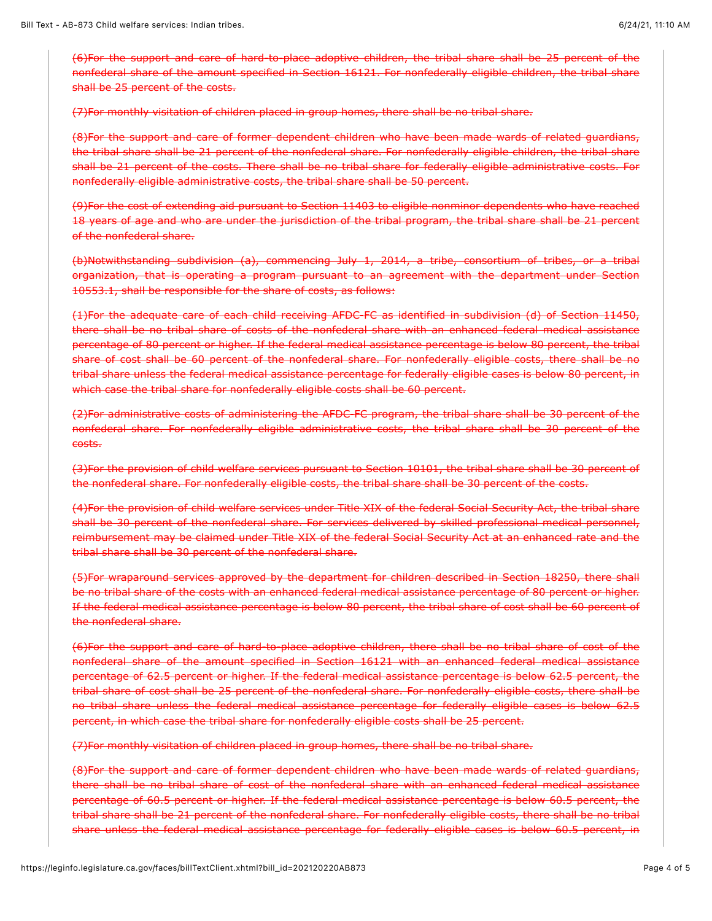~~(6)For the support and care of hard-to-place adoptive children, the tribal share shall be 25 percent of the nonfederal share of the amount specified in Section 16121. For nonfederally eligible children, the tribal share shall be 25 percent of the costs.~~

~~(7)For monthly visitation of children placed in group homes, there shall be no tribal share.~~

~~(8)For the support and care of former dependent children who have been made wards of related guardians, the tribal share shall be 21 percent of the nonfederal share. For nonfederally eligible children, the tribal share shall be 21 percent of the costs. There shall be no tribal share for federally eligible administrative costs. For nonfederally eligible administrative costs, the tribal share shall be 50 percent.~~

~~(9)For the cost of extending aid pursuant to Section 11403 to eligible nonminor dependents who have reached 18 years of age and who are under the jurisdiction of the tribal program, the tribal share shall be 21 percent of the nonfederal share.~~

~~(b)Notwithstanding subdivision (a), commencing July 1, 2014, a tribe, consortium of tribes, or a tribal organization, that is operating a program pursuant to an agreement with the department under Section 10553.1, shall be responsible for the share of costs, as follows:~~

~~(1)For the adequate care of each child receiving AFDC-FC as identified in subdivision (d) of Section 11450, there shall be no tribal share of costs of the nonfederal share with an enhanced federal medical assistance percentage of 80 percent or higher. If the federal medical assistance percentage is below 80 percent, the tribal share of cost shall be 60 percent of the nonfederal share. For nonfederally eligible costs, there shall be no tribal share unless the federal medical assistance percentage for federally eligible cases is below 80 percent, in which case the tribal share for nonfederally eligible costs shall be 60 percent.~~

~~(2)For administrative costs of administering the AFDC-FC program, the tribal share shall be 30 percent of the nonfederal share. For nonfederally eligible administrative costs, the tribal share shall be 30 percent of the costs.~~

~~(3)For the provision of child welfare services pursuant to Section 10101, the tribal share shall be 30 percent of the nonfederal share. For nonfederally eligible costs, the tribal share shall be 30 percent of the costs.~~

~~(4)For the provision of child welfare services under Title XIX of the federal Social Security Act, the tribal share shall be 30 percent of the nonfederal share. For services delivered by skilled professional medical personnel, reimbursement may be claimed under Title XIX of the federal Social Security Act at an enhanced rate and the tribal share shall be 30 percent of the nonfederal share.~~

~~(5)For wraparound services approved by the department for children described in Section 18250, there shall be no tribal share of the costs with an enhanced federal medical assistance percentage of 80 percent or higher. If the federal medical assistance percentage is below 80 percent, the tribal share of cost shall be 60 percent of the nonfederal share.~~

~~(6)For the support and care of hard-to-place adoptive children, there shall be no tribal share of cost of the nonfederal share of the amount specified in Section 16121 with an enhanced federal medical assistance percentage of 62.5 percent or higher. If the federal medical assistance percentage is below 62.5 percent, the tribal share of cost shall be 25 percent of the nonfederal share. For nonfederally eligible costs, there shall be no tribal share unless the federal medical assistance percentage for federally eligible cases is below 62.5 percent, in which case the tribal share for nonfederally eligible costs shall be 25 percent.~~

~~(7)For monthly visitation of children placed in group homes, there shall be no tribal share.~~

~~(8)For the support and care of former dependent children who have been made wards of related guardians, there shall be no tribal share of cost of the nonfederal share with an enhanced federal medical assistance percentage of 60.5 percent or higher. If the federal medical assistance percentage is below 60.5 percent, the tribal share shall be 21 percent of the nonfederal share. For nonfederally eligible costs, there shall be no tribal share unless the federal medical assistance percentage for federally eligible cases is below 60.5 percent, in~~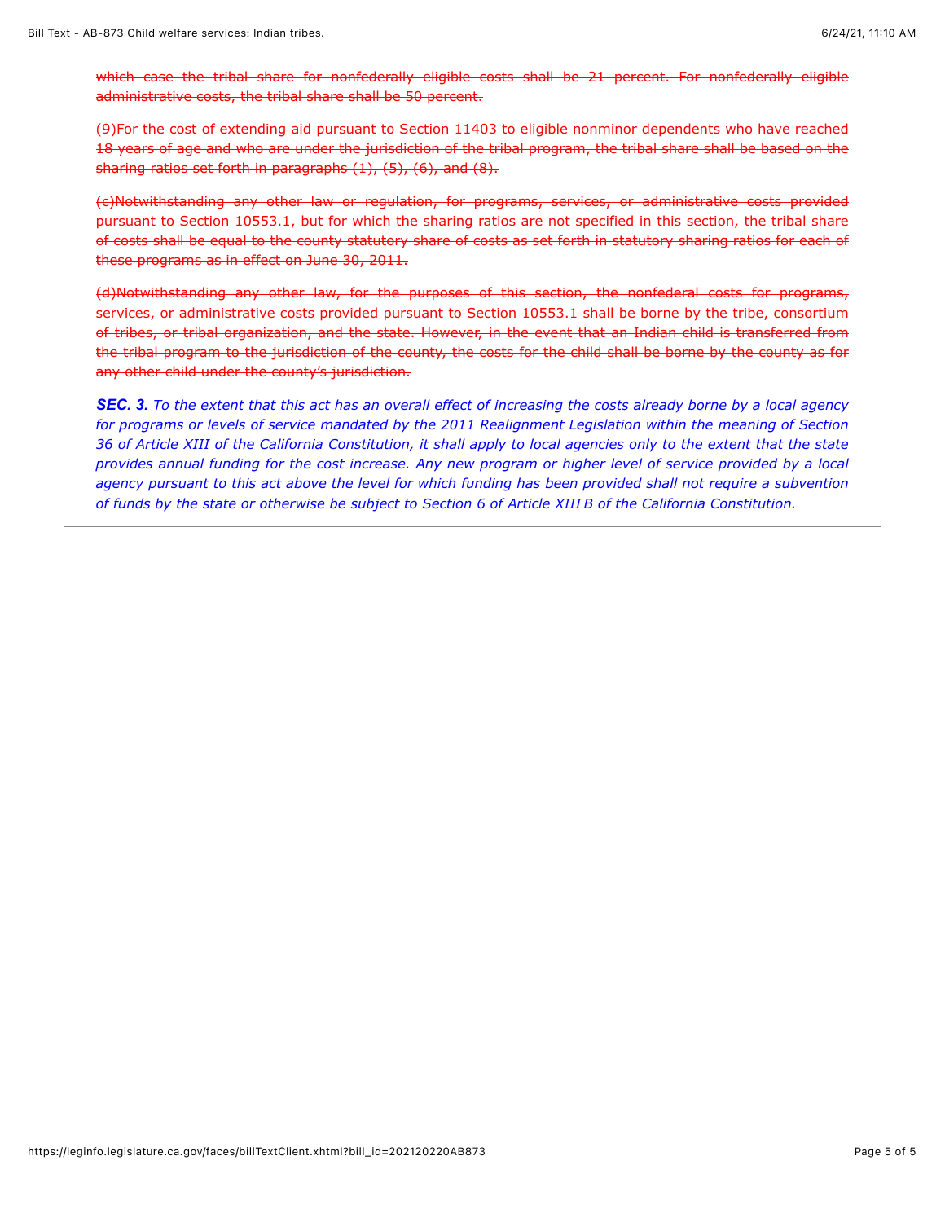~~which case the tribal share for nonfederally eligible costs shall be 21 percent. For nonfederally eligible administrative costs, the tribal share shall be 50 percent.~~

~~(9)For the cost of extending aid pursuant to Section 11403 to eligible nonminor dependents who have reached 18 years of age and who are under the jurisdiction of the tribal program, the tribal share shall be based on the sharing ratios set forth in paragraphs (1), (5), (6), and (8).~~

~~(c)Notwithstanding any other law or regulation, for programs, services, or administrative costs provided pursuant to Section 10553.1, but for which the sharing ratios are not specified in this section, the tribal share of costs shall be equal to the county statutory share of costs as set forth in statutory sharing ratios for each of these programs as in effect on June 30, 2011.~~

~~(d)Notwithstanding any other law, for the purposes of this section, the nonfederal costs for programs, services, or administrative costs provided pursuant to Section 10553.1 shall be borne by the tribe, consortium of tribes, or tribal organization, and the state. However, in the event that an Indian child is transferred from the tribal program to the jurisdiction of the county, the costs for the child shall be borne by the county as for any other child under the county's jurisdiction.~~

***SEC. 3.*** *To the extent that this act has an overall effect of increasing the costs already borne by a local agency for programs or levels of service mandated by the 2011 Realignment Legislation within the meaning of Section 36 of Article XIII of the California Constitution, it shall apply to local agencies only to the extent that the state provides annual funding for the cost increase. Any new program or higher level of service provided by a local agency pursuant to this act above the level for which funding has been provided shall not require a subvention of funds by the state or otherwise be subject to Section 6 of Article XIII B of the California Constitution.*